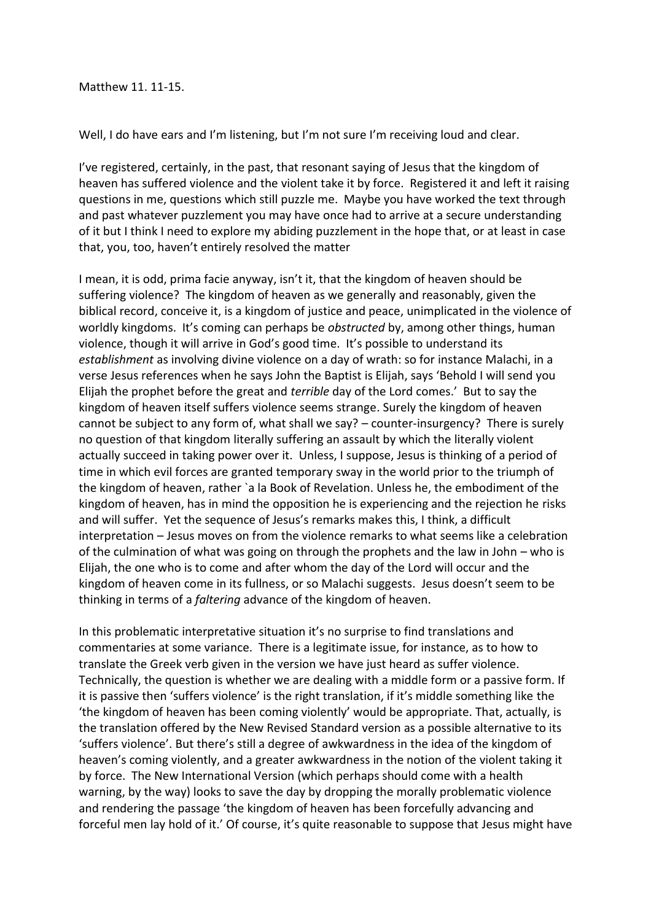Matthew 11. 11-15.

Well, I do have ears and I'm listening, but I'm not sure I'm receiving loud and clear.

I've registered, certainly, in the past, that resonant saying of Jesus that the kingdom of heaven has suffered violence and the violent take it by force. Registered it and left it raising questions in me, questions which still puzzle me. Maybe you have worked the text through and past whatever puzzlement you may have once had to arrive at a secure understanding of it but I think I need to explore my abiding puzzlement in the hope that, or at least in case that, you, too, haven't entirely resolved the matter

I mean, it is odd, prima facie anyway, isn't it, that the kingdom of heaven should be suffering violence? The kingdom of heaven as we generally and reasonably, given the biblical record, conceive it, is a kingdom of justice and peace, unimplicated in the violence of worldly kingdoms. It's coming can perhaps be *obstructed* by, among other things, human violence, though it will arrive in God's good time. It's possible to understand its *establishment* as involving divine violence on a day of wrath: so for instance Malachi, in a verse Jesus references when he says John the Baptist is Elijah, says 'Behold I will send you Elijah the prophet before the great and *terrible* day of the Lord comes.' But to say the kingdom of heaven itself suffers violence seems strange. Surely the kingdom of heaven cannot be subject to any form of, what shall we say? – counter-insurgency? There is surely no question of that kingdom literally suffering an assault by which the literally violent actually succeed in taking power over it. Unless, I suppose, Jesus is thinking of a period of time in which evil forces are granted temporary sway in the world prior to the triumph of the kingdom of heaven, rather `a la Book of Revelation. Unless he, the embodiment of the kingdom of heaven, has in mind the opposition he is experiencing and the rejection he risks and will suffer. Yet the sequence of Jesus's remarks makes this, I think, a difficult interpretation – Jesus moves on from the violence remarks to what seems like a celebration of the culmination of what was going on through the prophets and the law in John – who is Elijah, the one who is to come and after whom the day of the Lord will occur and the kingdom of heaven come in its fullness, or so Malachi suggests. Jesus doesn't seem to be thinking in terms of a *faltering* advance of the kingdom of heaven.

In this problematic interpretative situation it's no surprise to find translations and commentaries at some variance. There is a legitimate issue, for instance, as to how to translate the Greek verb given in the version we have just heard as suffer violence. Technically, the question is whether we are dealing with a middle form or a passive form. If it is passive then 'suffers violence' is the right translation, if it's middle something like the 'the kingdom of heaven has been coming violently' would be appropriate. That, actually, is the translation offered by the New Revised Standard version as a possible alternative to its 'suffers violence'. But there's still a degree of awkwardness in the idea of the kingdom of heaven's coming violently, and a greater awkwardness in the notion of the violent taking it by force. The New International Version (which perhaps should come with a health warning, by the way) looks to save the day by dropping the morally problematic violence and rendering the passage 'the kingdom of heaven has been forcefully advancing and forceful men lay hold of it.' Of course, it's quite reasonable to suppose that Jesus might have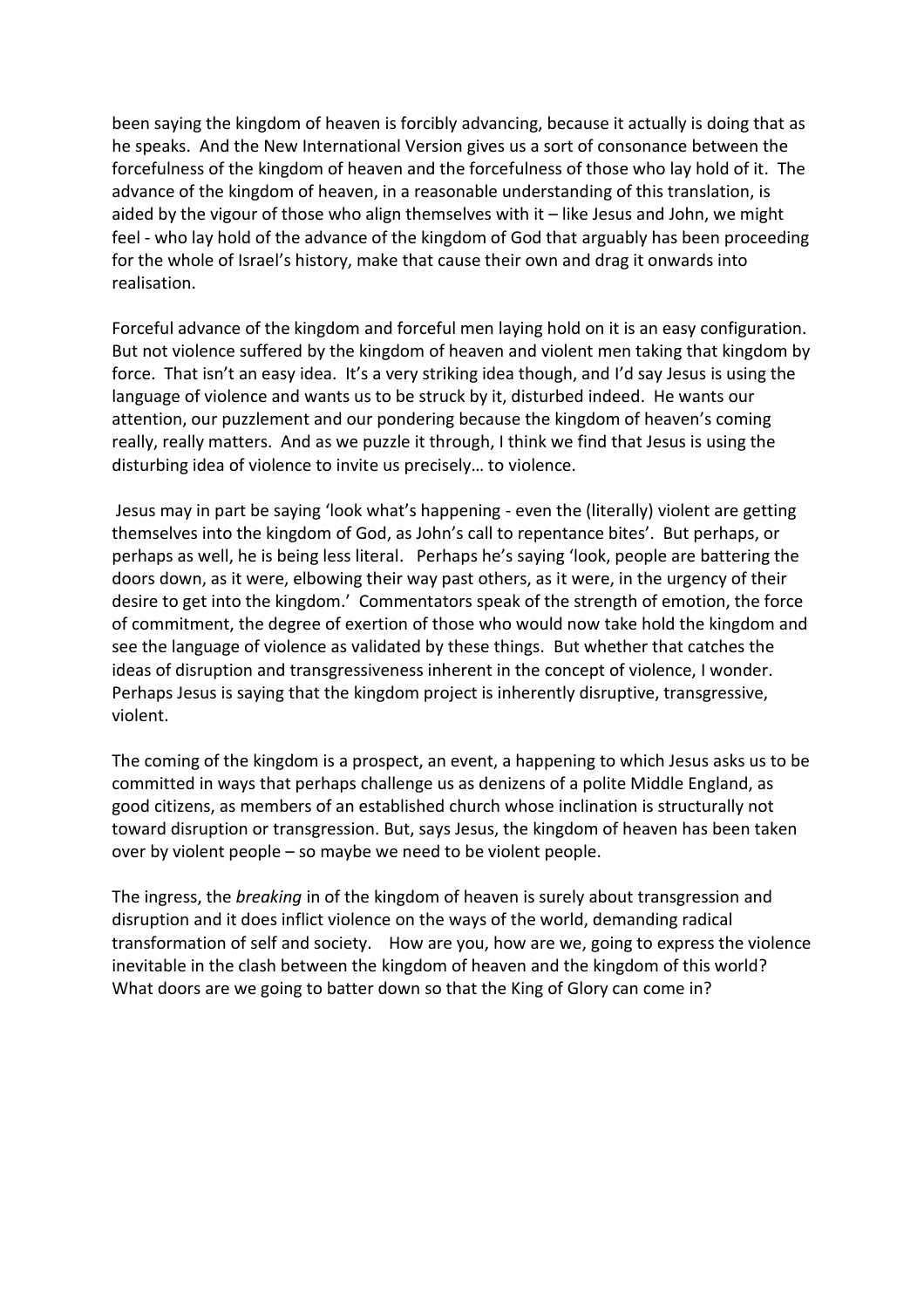been saying the kingdom of heaven is forcibly advancing, because it actually is doing that as he speaks. And the New International Version gives us a sort of consonance between the forcefulness of the kingdom of heaven and the forcefulness of those who lay hold of it. The advance of the kingdom of heaven, in a reasonable understanding of this translation, is aided by the vigour of those who align themselves with it – like Jesus and John, we might feel - who lay hold of the advance of the kingdom of God that arguably has been proceeding for the whole of Israel's history, make that cause their own and drag it onwards into realisation.

Forceful advance of the kingdom and forceful men laying hold on it is an easy configuration. But not violence suffered by the kingdom of heaven and violent men taking that kingdom by force. That isn't an easy idea. It's a very striking idea though, and I'd say Jesus is using the language of violence and wants us to be struck by it, disturbed indeed. He wants our attention, our puzzlement and our pondering because the kingdom of heaven's coming really, really matters. And as we puzzle it through, I think we find that Jesus is using the disturbing idea of violence to invite us precisely… to violence.

Jesus may in part be saying 'look what's happening - even the (literally) violent are getting themselves into the kingdom of God, as John's call to repentance bites'. But perhaps, or perhaps as well, he is being less literal. Perhaps he's saying 'look, people are battering the doors down, as it were, elbowing their way past others, as it were, in the urgency of their desire to get into the kingdom.' Commentators speak of the strength of emotion, the force of commitment, the degree of exertion of those who would now take hold the kingdom and see the language of violence as validated by these things. But whether that catches the ideas of disruption and transgressiveness inherent in the concept of violence, I wonder. Perhaps Jesus is saying that the kingdom project is inherently disruptive, transgressive, violent.

The coming of the kingdom is a prospect, an event, a happening to which Jesus asks us to be committed in ways that perhaps challenge us as denizens of a polite Middle England, as good citizens, as members of an established church whose inclination is structurally not toward disruption or transgression. But, says Jesus, the kingdom of heaven has been taken over by violent people – so maybe we need to be violent people.

The ingress, the *breaking* in of the kingdom of heaven is surely about transgression and disruption and it does inflict violence on the ways of the world, demanding radical transformation of self and society. How are you, how are we, going to express the violence inevitable in the clash between the kingdom of heaven and the kingdom of this world? What doors are we going to batter down so that the King of Glory can come in?